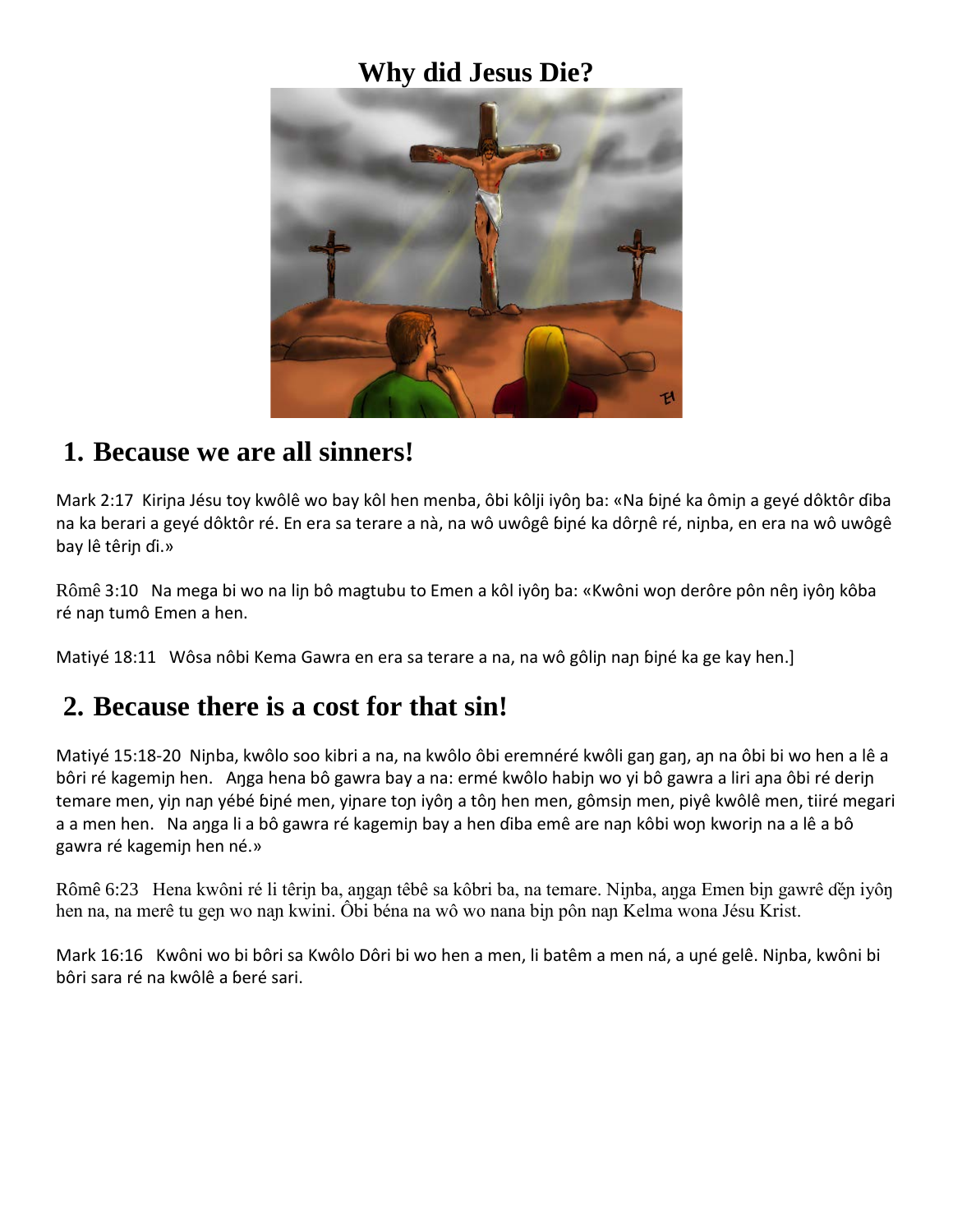# Why did Jesus Die?

## 1. Because we are all sinners!

Mark 2:17 Kiriɲa Jésu toy kwôlê wo bay kôl hen menba, ôbi kôlji iyôŋ ba: «Na ɓiɲé ka ômiɲ a geyé dôktôr ɗiba na ka berari a geyé dôktôr ré. En era sa terare a nà, na wô uwôgê ɓiɲé ka dôrɲê ré, niɲba, en era na wô uwôgê bay lê têriɲ ɗi.»

Rômê 3:10 Na mega bi wo na liɲ bô magtubu to Emen a kôl iyôŋ ba: «Kwôni woɲ derôre pôn nêŋ iyôŋ kôba ré naɲ tumô Emen a hen.

Matiyé 18:11 Wôsa nôbi Kema Gawra en era sa terare a na, na wô gôliɲ naɲ ɓiɲé ka ge kay hen.]

## 2. Because there is a cost for that sin!

Matiyé 15:18-20 Niɲba, kwôlo soo kibri a na, na kwôlo ôbi eremnéré kwôli gaŋ gaŋ, aɲ na ôbi bi wo hen a lê a bôri ré kagemiɲ hen. Aŋga hena bô gawra bay a na: ermé kwôlo habiɲ wo yi bô gawra a liri aɲa ôbi ré deriɲ temare men, yiɲ naɲ yébé ɓiɲé men, yiɲare toɲ iyôŋ a tôŋ hen men, gômsiɲ men, piyê kwôlê men, tiiré megari a a men hen. Na aŋga li a bô gawra ré kagemiɲ bay a hen ɗiba emê are naɲ kôbi woɲ kworiɲ na a lê a bô gawra ré kagemiɲ hen né.»

Rômê 6:23 Hena kwôni ré li têriɲ ba, aŋgaɲ têbê sa kôbri ba, na temare. Niɲba, aŋga Emen biɲ gawrê ɗěɲ iyôŋ hen na, na merê tu geɲ wo naɲ kwini. Ôbi béna na wô wo nana biɲ pôn naɲ Kelma wona Jésu Krist.

Mark 16:16 Kwôni wo bi bôri sa Kwôlo Dôri bi wo hen a men, li batêm a men ná, a uɲé gelê. Niɲba, kwôni bi bôri sara ré na kwôlê a ɓeré sari.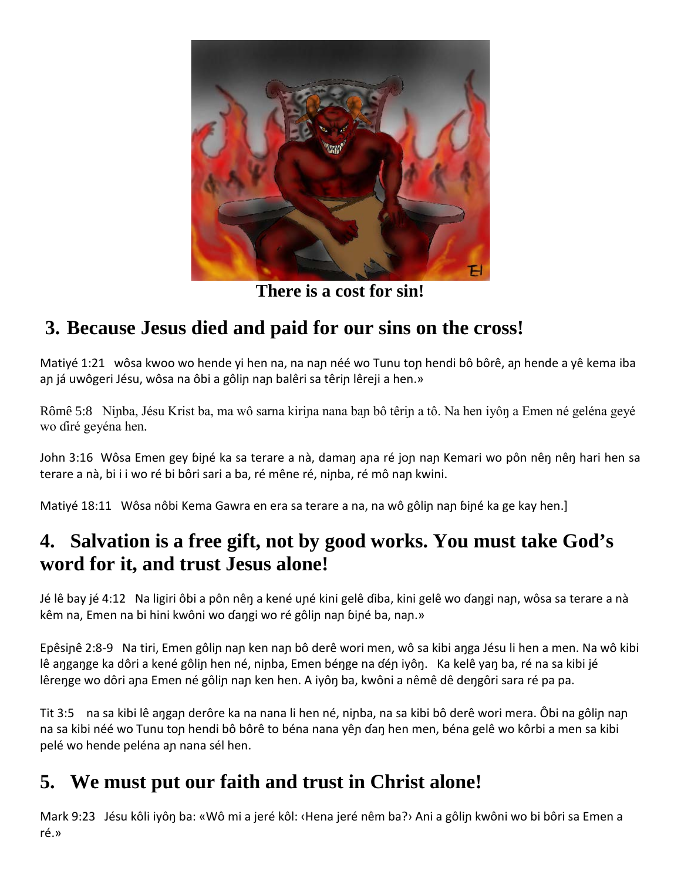There is a cost for sin!

## 3. Because Jesus died and paid for our sins on the cross!

Matiyé 1:21 wôsa kwoo wo hende yi hen na, na naɲ néé wo Tunu toɲ hendi bô bôrê, aɲ hende a yê kema iba aɲ já uwôgeri Jésu, wôsa na ôbi a gôliɲ naɲ balêri sa têriɲ lêreji a hen.»

Rômê 5:8 Niɲba, Jésu Krist ba, ma wô sarna kiriɲa nana baɲ bô têriɲ a tô. Na hen iyôŋ a Emen né geléna geyé wo ɗiré geyéna hen.

John 3:16 Wôsa Emen gey ɓiɲé ka sa terare a nà, damaŋ aɲa ré joɲ naɲ Kemari wo pôn nêŋ nêŋ hari hen sa terare a nà, bi i i wo ré bi bôri sari a ba, ré mêne ré, niɲba, ré mô naɲ kwini.

Matiyé 18:11 Wôsa nôbi Kema Gawra en era sa terare a na, na wô gôliɲ naɲ ɓiɲé ka ge kay hen.]

## 4. Salvation is a free gift, not by good works. You must take God's word for it, and trust Jesus alone!

Jé lê bay jé 4:12 Na ligiri ôbi a pôn nêŋ a kené uɲé kini gelê ɗiba, kini gelê wo ɗaŋgi naɲ, wôsa sa terare a nà kêm na, Emen na bi hini kwôni wo ɗaŋgi wo ré gôliɲ naɲ ɓiɲé ba, naɲ.»

Epêsiɲê 2:8-9 Na tiri, Emen gôliɲ naɲ ken naɲ bô derê wori men, wô sa kibi aŋga Jésu li hen a men. Na wô kibi lê aŋgaŋge ka dôri a kené gôliɲ hen né, niɲba, Emen béŋge na ɗéɲ iyôŋ. Ka kelê yaŋ ba, ré na sa kibi jé lêreŋge wo dôri aɲa Emen né gôliɲ naɲ ken hen. A iyôŋ ba, kwôni a nêmê dê deŋgôri sara ré pa pa.

Tit 3:5 na sa kibi lê aŋgaɲ derôre ka na nana li hen né, niɲba, na sa kibi bô derê wori mera. Ôbi na gôliɲ naɲ na sa kibi néé wo Tunu toɲ hendi bô bôrê to béna nana yêɲ ɗaŋ hen men, béna gelê wo kôrbi a men sa kibi pelé wo hende peléna aɲ nana sél hen.

## 5. We must put our faith and trust in Christ alone!

Mark 9:23 Jésu kôli iyôŋ ba: «Wô mi a jeré kôl: ‹Hena jeré nêm ba?› Ani a gôliɲ kwôni wo bi bôri sa Emen a ré.»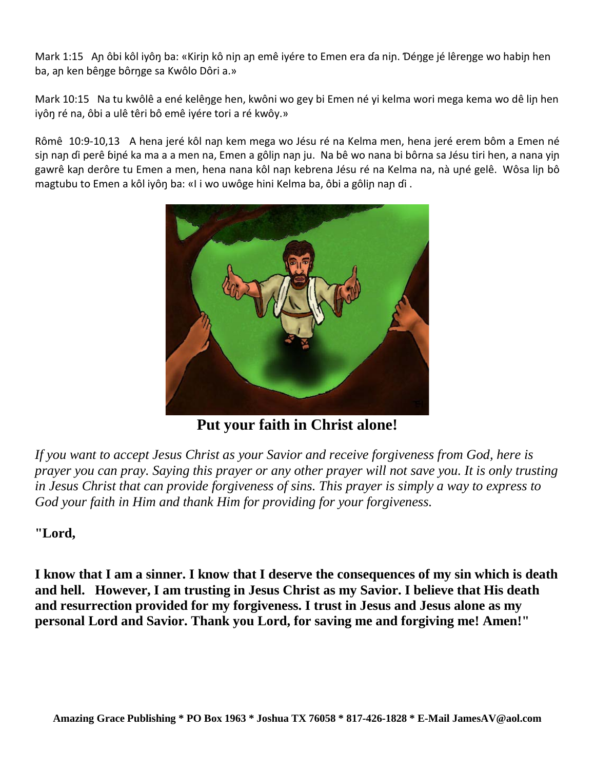Mark 1:15   Aɲ ôbi kôl iyôŋ ba: «Kiriɲ kô niɲ aɲ emê iyére to Emen era ɗa niɲ. Ɗéŋge jé lêreŋge wo habiɲ hen ba, aɲ ken bêŋge bôrŋge sa Kwôlo Dôri a.»

Mark 10:15   Na tu kwôlê a ené kelêŋge hen, kwôni wo gey bi Emen né yi kelma wori mega kema wo dê liɲ hen iyôŋ ré na, ôbi a ulê têri bô emê iyére tori a ré kwôy.»

Rômê  10:9-10,13   A hena jeré kôl naɲ kem mega wo Jésu ré na Kelma men, hena jeré erem bôm a Emen né siɲ naɲ ɗi perê ɓiɲé ka ma a a men na, Emen a gôliɲ naɲ ju.  Na bê wo nana bi bôrna sa Jésu tiri hen, a nana yiɲ gawrê kaɲ derôre tu Emen a men, hena nana kôl naɲ kebrena Jésu ré na Kelma na, nà uɲé gelê.  Wôsa liɲ bô magtubu to Emen a kôl iyôŋ ba: «I i wo uwôge hini Kelma ba, ôbi a gôliɲ naɲ ɗi .

**Put your faith in Christ alone!**

*If you want to accept Jesus Christ as your Savior and receive forgiveness from God, here is prayer you can pray. Saying this prayer or any other prayer will not save you. It is only trusting in Jesus Christ that can provide forgiveness of sins. This prayer is simply a way to express to God your faith in Him and thank Him for providing for your forgiveness.*

**"Lord,**

**I know that I am a sinner. I know that I deserve the consequences of my sin which is death and hell.   However, I am trusting in Jesus Christ as my Savior. I believe that His death and resurrection provided for my forgiveness. I trust in Jesus and Jesus alone as my personal Lord and Savior. Thank you Lord, for saving me and forgiving me! Amen!"**

**Amazing Grace Publishing * PO Box 1963 * Joshua TX 76058 * 817-426-1828 * E-Mail JamesAV@aol.com**